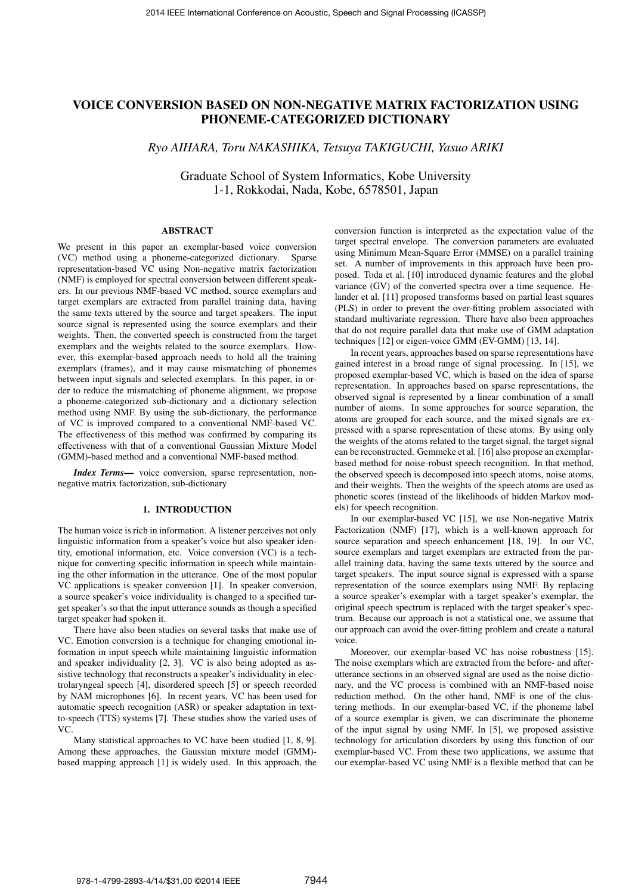# VOICE CONVERSION BASED ON NON-NEGATIVE MATRIX FACTORIZATION USING PHONEME-CATEGORIZED DICTIONARY

*Ryo AIHARA, Toru NAKASHIKA, Tetsuya TAKIGUCHI, Yasuo ARIKI*

Graduate School of System Informatics, Kobe University
1-1, Rokkodai, Nada, Kobe, 6578501, Japan

## ABSTRACT

We present in this paper an exemplar-based voice conversion (VC) method using a phoneme-categorized dictionary. Sparse representation-based VC using Non-negative matrix factorization (NMF) is employed for spectral conversion between different speakers. In our previous NMF-based VC method, source exemplars and target exemplars are extracted from parallel training data, having the same texts uttered by the source and target speakers. The input source signal is represented using the source exemplars and their weights. Then, the converted speech is constructed from the target exemplars and the weights related to the source exemplars. However, this exemplar-based approach needs to hold all the training exemplars (frames), and it may cause mismatching of phonemes between input signals and selected exemplars. In this paper, in order to reduce the mismatching of phoneme alignment, we propose a phoneme-categorized sub-dictionary and a dictionary selection method using NMF. By using the sub-dictionary, the performance of VC is improved compared to a conventional NMF-based VC. The effectiveness of this method was confirmed by comparing its effectiveness with that of a conventional Gaussian Mixture Model (GMM)-based method and a conventional NMF-based method.

***Index Terms***— voice conversion, sparse representation, non-negative matrix factorization, sub-dictionary

## 1. INTRODUCTION

The human voice is rich in information. A listener perceives not only linguistic information from a speaker's voice but also speaker identity, emotional information, etc. Voice conversion (VC) is a technique for converting specific information in speech while maintaining the other information in the utterance. One of the most popular VC applications is speaker conversion [1]. In speaker conversion, a source speaker's voice individuality is changed to a specified target speaker's so that the input utterance sounds as though a specified target speaker had spoken it.

There have also been studies on several tasks that make use of VC. Emotion conversion is a technique for changing emotional information in input speech while maintaining linguistic information and speaker individuality [2, 3]. VC is also being adopted as assistive technology that reconstructs a speaker's individuality in electrolaryngeal speech [4], disordered speech [5] or speech recorded by NAM microphones [6]. In recent years, VC has been used for automatic speech recognition (ASR) or speaker adaptation in text-to-speech (TTS) systems [7]. These studies show the varied uses of VC.

Many statistical approaches to VC have been studied [1, 8, 9]. Among these approaches, the Gaussian mixture model (GMM)-based mapping approach [1] is widely used. In this approach, the conversion function is interpreted as the expectation value of the target spectral envelope. The conversion parameters are evaluated using Minimum Mean-Square Error (MMSE) on a parallel training set. A number of improvements in this approach have been proposed. Toda et al. [10] introduced dynamic features and the global variance (GV) of the converted spectra over a time sequence. Helander et al. [11] proposed transforms based on partial least squares (PLS) in order to prevent the over-fitting problem associated with standard multivariate regression. There have also been approaches that do not require parallel data that make use of GMM adaptation techniques [12] or eigen-voice GMM (EV-GMM) [13, 14].

In recent years, approaches based on sparse representations have gained interest in a broad range of signal processing. In [15], we proposed exemplar-based VC, which is based on the idea of sparse representation. In approaches based on sparse representations, the observed signal is represented by a linear combination of a small number of atoms. In some approaches for source separation, the atoms are grouped for each source, and the mixed signals are expressed with a sparse representation of these atoms. By using only the weights of the atoms related to the target signal, the target signal can be reconstructed. Gemmeke et al. [16] also propose an exemplar-based method for noise-robust speech recognition. In that method, the observed speech is decomposed into speech atoms, noise atoms, and their weights. Then the weights of the speech atoms are used as phonetic scores (instead of the likelihoods of hidden Markov models) for speech recognition.

In our exemplar-based VC [15], we use Non-negative Matrix Factorization (NMF) [17], which is a well-known approach for source separation and speech enhancement [18, 19]. In our VC, source exemplars and target exemplars are extracted from the parallel training data, having the same texts uttered by the source and target speakers. The input source signal is expressed with a sparse representation of the source exemplars using NMF. By replacing a source speaker's exemplar with a target speaker's exemplar, the original speech spectrum is replaced with the target speaker's spectrum. Because our approach is not a statistical one, we assume that our approach can avoid the over-fitting problem and create a natural voice.

Moreover, our exemplar-based VC has noise robustness [15]. The noise exemplars which are extracted from the before- and after-utterance sections in an observed signal are used as the noise dictionary, and the VC process is combined with an NMF-based noise reduction method. On the other hand, NMF is one of the clustering methods. In our exemplar-based VC, if the phoneme label of a source exemplar is given, we can discriminate the phoneme of the input signal by using NMF. In [5], we proposed assistive technology for articulation disorders by using this function of our exemplar-based VC. From these two applications, we assume that our exemplar-based VC using NMF is a flexible method that can be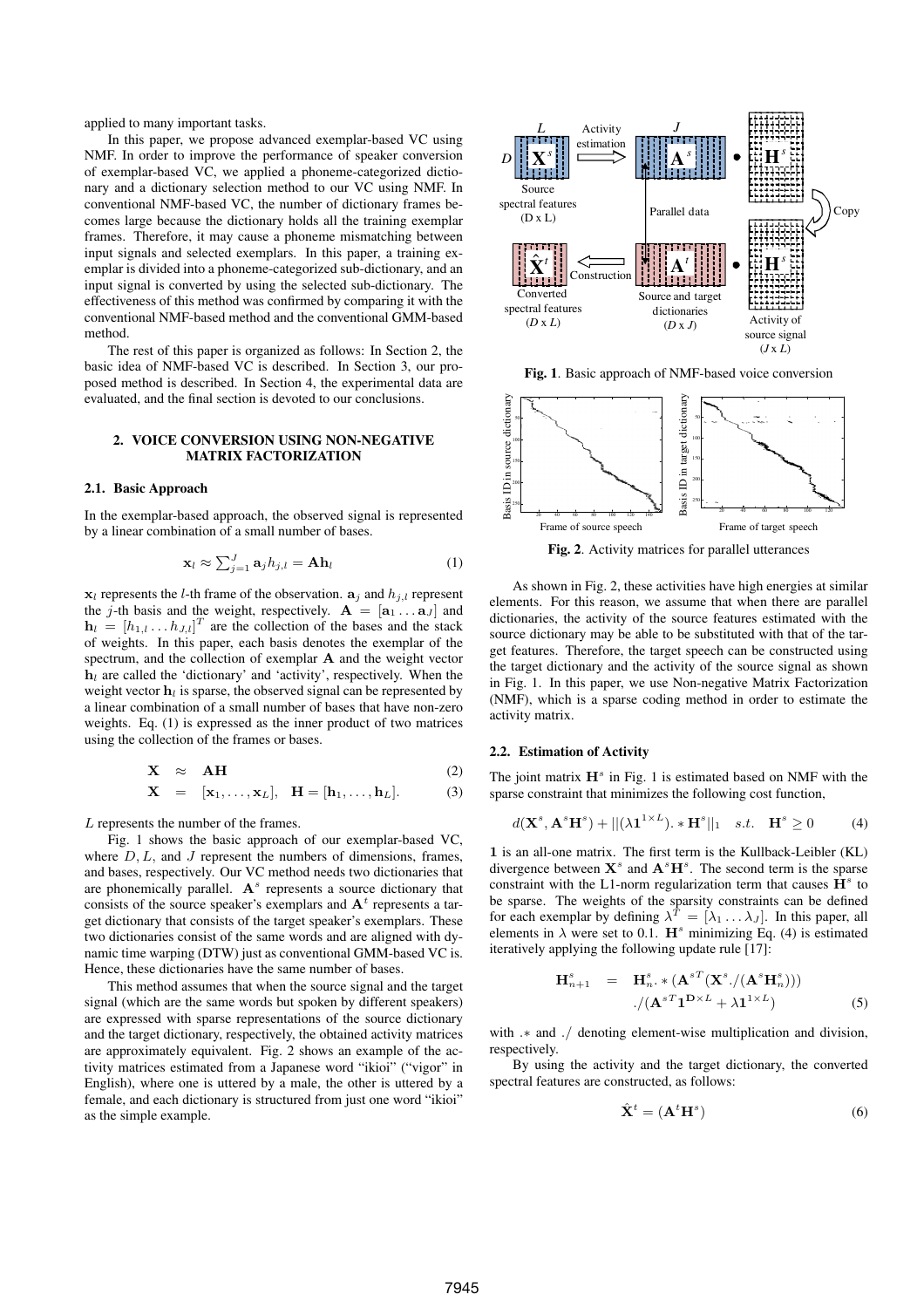applied to many important tasks.

In this paper, we propose advanced exemplar-based VC using NMF. In order to improve the performance of speaker conversion of exemplar-based VC, we applied a phoneme-categorized dictionary and a dictionary selection method to our VC using NMF. In conventional NMF-based VC, the number of dictionary frames becomes large because the dictionary holds all the training exemplar frames. Therefore, it may cause a phoneme mismatching between input signals and selected exemplars. In this paper, a training exemplar is divided into a phoneme-categorized sub-dictionary, and an input signal is converted by using the selected sub-dictionary. The effectiveness of this method was confirmed by comparing it with the conventional NMF-based method and the conventional GMM-based method.

The rest of this paper is organized as follows: In Section 2, the basic idea of NMF-based VC is described. In Section 3, our proposed method is described. In Section 4, the experimental data are evaluated, and the final section is devoted to our conclusions.

## 2. VOICE CONVERSION USING NON-NEGATIVE MATRIX FACTORIZATION

### 2.1. Basic Approach

In the exemplar-based approach, the observed signal is represented by a linear combination of a small number of bases.

$$\mathbf{x}_l \approx \sum_{j=1}^{J} \mathbf{a}_j h_{j,l} = \mathbf{A}\mathbf{h}_l \tag{1}$$

$\mathbf{x}_l$ represents the $l$-th frame of the observation. $\mathbf{a}_j$ and $h_{j,l}$ represent the $j$-th basis and the weight, respectively. $\mathbf{A} = [\mathbf{a}_1 \dots \mathbf{a}_J]$ and $\mathbf{h}_l = [h_{1,l} \dots h_{J,l}]^T$ are the collection of the bases and the stack of weights. In this paper, each basis denotes the exemplar of the spectrum, and the collection of exemplar $\mathbf{A}$ and the weight vector $\mathbf{h}_l$ are called the 'dictionary' and 'activity', respectively. When the weight vector $\mathbf{h}_l$ is sparse, the observed signal can be represented by a linear combination of a small number of bases that have non-zero weights. Eq. (1) is expressed as the inner product of two matrices using the collection of the frames or bases.

$$\mathbf{X} \approx \mathbf{A}\mathbf{H} \tag{2}$$

$$\mathbf{X} = [\mathbf{x}_1, \dots, \mathbf{x}_L], \quad \mathbf{H} = [\mathbf{h}_1, \dots, \mathbf{h}_L]. \tag{3}$$

$L$ represents the number of the frames.

Fig. 1 shows the basic approach of our exemplar-based VC, where $D, L$, and $J$ represent the numbers of dimensions, frames, and bases, respectively. Our VC method needs two dictionaries that are phonemically parallel. $\mathbf{A}^s$ represents a source dictionary that consists of the source speaker's exemplars and $\mathbf{A}^t$ represents a target dictionary that consists of the target speaker's exemplars. These two dictionaries consist of the same words and are aligned with dynamic time warping (DTW) just as conventional GMM-based VC is. Hence, these dictionaries have the same number of bases.

This method assumes that when the source signal and the target signal (which are the same words but spoken by different speakers) are expressed with sparse representations of the source dictionary and the target dictionary, respectively, the obtained activity matrices are approximately equivalent. Fig. 2 shows an example of the activity matrices estimated from a Japanese word "ikioi" ("vigor" in English), where one is uttered by a male, the other is uttered by a female, and each dictionary is structured from just one word "ikioi" as the simple example.

**Fig. 1**. Basic approach of NMF-based voice conversion

**Fig. 2**. Activity matrices for parallel utterances

As shown in Fig. 2, these activities have high energies at similar elements. For this reason, we assume that when there are parallel dictionaries, the activity of the source features estimated with the source dictionary may be able to be substituted with that of the target features. Therefore, the target speech can be constructed using the target dictionary and the activity of the source signal as shown in Fig. 1. In this paper, we use Non-negative Matrix Factorization (NMF), which is a sparse coding method in order to estimate the activity matrix.

### 2.2. Estimation of Activity

The joint matrix $\mathbf{H}^s$ in Fig. 1 is estimated based on NMF with the sparse constraint that minimizes the following cost function,

$$d(\mathbf{X}^s, \mathbf{A}^s\mathbf{H}^s) + ||(\lambda \mathbf{1}^{1\times L}).*\mathbf{H}^s||_1 \quad s.t. \quad \mathbf{H}^s \geq 0 \tag{4}$$

$\mathbf{1}$ is an all-one matrix. The first term is the Kullback-Leibler (KL) divergence between $\mathbf{X}^s$ and $\mathbf{A}^s\mathbf{H}^s$. The second term is the sparse constraint with the L1-norm regularization term that causes $\mathbf{H}^s$ to be sparse. The weights of the sparsity constraints can be defined for each exemplar by defining $\lambda^T = [\lambda_1 \dots \lambda_J]$. In this paper, all elements in $\lambda$ were set to 0.1. $\mathbf{H}^s$ minimizing Eq. (4) is estimated iteratively applying the following update rule [17]:

$$\begin{aligned}\mathbf{H}^s_{n+1} &= \mathbf{H}^s_n .* (\mathbf{A}^{sT}(\mathbf{X}^s ./ (\mathbf{A}^s\mathbf{H}^s_n))) \\ &\quad ./ (\mathbf{A}^{sT}\mathbf{1}^{D\times L} + \lambda \mathbf{1}^{1\times L})\end{aligned} \tag{5}$$

with $.*$ and $./$ denoting element-wise multiplication and division, respectively.

By using the activity and the target dictionary, the converted spectral features are constructed, as follows:

$$\hat{\mathbf{X}}^t = (\mathbf{A}^t\mathbf{H}^s) \tag{6}$$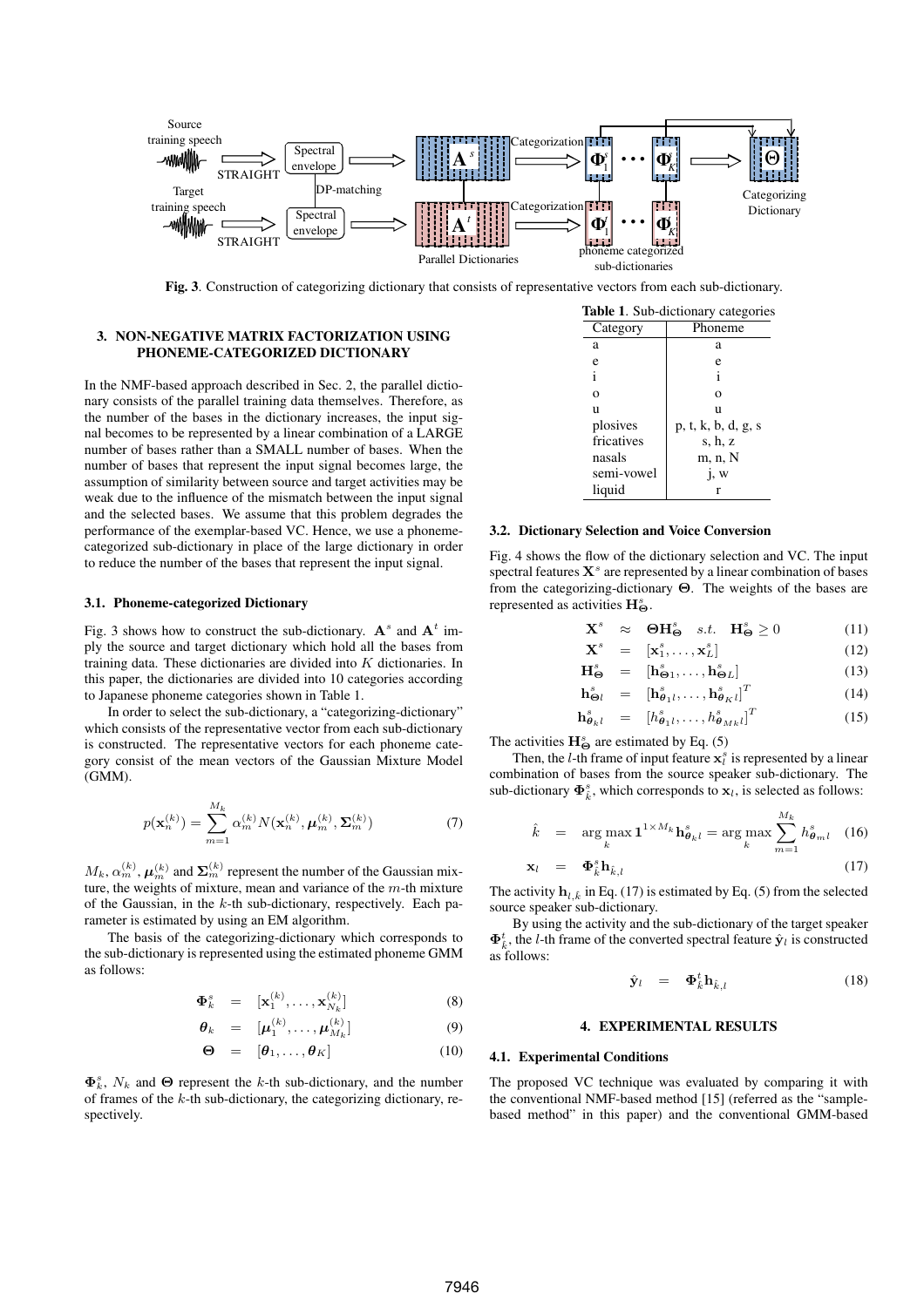Fig. 3. Construction of categorizing dictionary that consists of representative vectors from each sub-dictionary.

## 3. NON-NEGATIVE MATRIX FACTORIZATION USING PHONEME-CATEGORIZED DICTIONARY

In the NMF-based approach described in Sec. 2, the parallel dictionary consists of the parallel training data themselves. Therefore, as the number of the bases in the dictionary increases, the input signal becomes to be represented by a linear combination of a LARGE number of bases rather than a SMALL number of bases. When the number of bases that represent the input signal becomes large, the assumption of similarity between source and target activities may be weak due to the influence of the mismatch between the input signal and the selected bases. We assume that this problem degrades the performance of the exemplar-based VC. Hence, we use a phoneme-categorized sub-dictionary in place of the large dictionary in order to reduce the number of the bases that represent the input signal.

### 3.1. Phoneme-categorized Dictionary

Fig. 3 shows how to construct the sub-dictionary. $\mathbf{A}^s$ and $\mathbf{A}^t$ imply the source and target dictionary which hold all the bases from training data. These dictionaries are divided into $K$ dictionaries. In this paper, the dictionaries are divided into 10 categories according to Japanese phoneme categories shown in Table 1.

In order to select the sub-dictionary, a "categorizing-dictionary" which consists of the representative vector from each sub-dictionary is constructed. The representative vectors for each phoneme category consist of the mean vectors of the Gaussian Mixture Model (GMM).

$$p(\mathbf{x}_n^{(k)}) = \sum_{m=1}^{M_k} \alpha_m^{(k)} N(\mathbf{x}_n^{(k)}, \boldsymbol{\mu}_m^{(k)}, \boldsymbol{\Sigma}_m^{(k)}) \tag{7}$$

$M_k$, $\alpha_m^{(k)}$, $\boldsymbol{\mu}_m^{(k)}$ and $\boldsymbol{\Sigma}_m^{(k)}$ represent the number of the Gaussian mixture, the weights of mixture, mean and variance of the $m$-th mixture of the Gaussian, in the $k$-th sub-dictionary, respectively. Each parameter is estimated by using an EM algorithm.

The basis of the categorizing-dictionary which corresponds to the sub-dictionary is represented using the estimated phoneme GMM as follows:

$$\boldsymbol{\Phi}_k^s = [\mathbf{x}_1^{(k)}, \ldots, \mathbf{x}_{N_k}^{(k)}] \tag{8}$$

$$\boldsymbol{\theta}_k = [\boldsymbol{\mu}_1^{(k)}, \ldots, \boldsymbol{\mu}_{M_k}^{(k)}] \tag{9}$$

$$\boldsymbol{\Theta} = [\boldsymbol{\theta}_1, \ldots, \boldsymbol{\theta}_K] \tag{10}$$

$\boldsymbol{\Phi}_k^s$, $N_k$ and $\boldsymbol{\Theta}$ represent the $k$-th sub-dictionary, and the number of frames of the $k$-th sub-dictionary, the categorizing dictionary, respectively.

**Table 1**. Sub-dictionary categories

| Category | Phoneme |
|---|---|
| a | a |
| e | e |
| i | i |
| o | o |
| u | u |
| plosives | p, t, k, b, d, g, s |
| fricatives | s, h, z |
| nasals | m, n, N |
| semi-vowel | j, w |
| liquid | r |

### 3.2. Dictionary Selection and Voice Conversion

Fig. 4 shows the flow of the dictionary selection and VC. The input spectral features $\mathbf{X}^s$ are represented by a linear combination of bases from the categorizing-dictionary $\boldsymbol{\Theta}$. The weights of the bases are represented as activities $\mathbf{H}_{\boldsymbol{\Theta}}^s$.

$$\mathbf{X}^s \approx \boldsymbol{\Theta}\mathbf{H}_{\boldsymbol{\Theta}}^s \quad s.t. \quad \mathbf{H}_{\boldsymbol{\Theta}}^s \geq 0 \tag{11}$$

$$\mathbf{X}^s = [\mathbf{x}_1^s, \ldots, \mathbf{x}_L^s] \tag{12}$$

$$\mathbf{H}_{\boldsymbol{\Theta}}^s = [\mathbf{h}_{\boldsymbol{\Theta}1}^s, \ldots, \mathbf{h}_{\boldsymbol{\Theta}L}^s] \tag{13}$$

$$\mathbf{h}_{\boldsymbol{\Theta}l}^s = [\mathbf{h}_{\boldsymbol{\theta}_1 l}^s, \ldots, \mathbf{h}_{\boldsymbol{\theta}_K l}^s]^T \tag{14}$$

$$\mathbf{h}_{\boldsymbol{\theta}_k l}^s = [h_{\boldsymbol{\theta}_1 l}^s, \ldots, h_{\boldsymbol{\theta}_{M_k} l}^s]^T \tag{15}$$

The activities $\mathbf{H}_{\boldsymbol{\Theta}}^s$ are estimated by Eq. (5)

Then, the $l$-th frame of input feature $\mathbf{x}_l^s$ is represented by a linear combination of bases from the source speaker sub-dictionary. The sub-dictionary $\boldsymbol{\Phi}_{\hat{k}}^s$, which corresponds to $\mathbf{x}_l$, is selected as follows:

$$\hat{k} = \arg\max_k \mathbf{1}^{1 \times M_k} \mathbf{h}_{\boldsymbol{\theta}_k l}^s = \arg\max_k \sum_{m=1}^{M_k} h_{\boldsymbol{\theta}_m l}^s \tag{16}$$

$$\mathbf{x}_l = \boldsymbol{\Phi}_{\hat{k}}^s \mathbf{h}_{\hat{k},l} \tag{17}$$

The activity $\mathbf{h}_{l,\hat{k}}$ in Eq. (17) is estimated by Eq. (5) from the selected source speaker sub-dictionary.

By using the activity and the sub-dictionary of the target speaker $\boldsymbol{\Phi}_{\hat{k}}^t$, the $l$-th frame of the converted spectral feature $\hat{\mathbf{y}}_l$ is constructed as follows:

$$\hat{\mathbf{y}}_l = \boldsymbol{\Phi}_{\hat{k}}^t \mathbf{h}_{\hat{k},l} \tag{18}$$

## 4. EXPERIMENTAL RESULTS

### 4.1. Experimental Conditions

The proposed VC technique was evaluated by comparing it with the conventional NMF-based method [15] (referred as the "sample-based method" in this paper) and the conventional GMM-based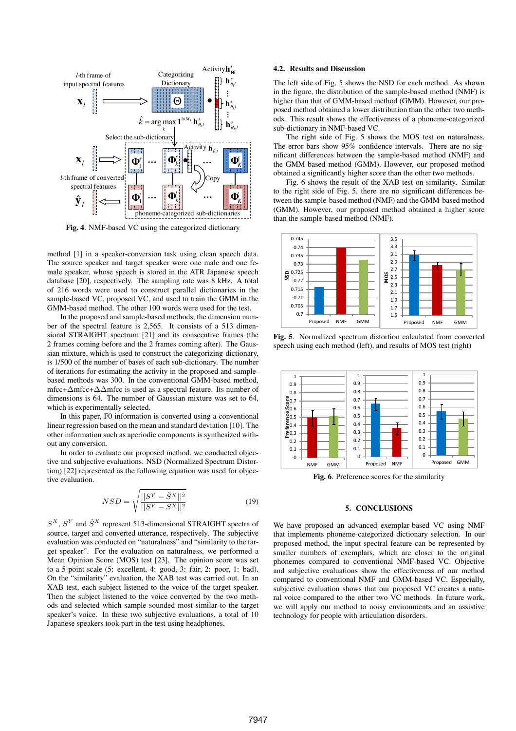**Fig. 4**. NMF-based VC using the categorized dictionary

method [1] in a speaker-conversion task using clean speech data. The source speaker and target speaker were one male and one female speaker, whose speech is stored in the ATR Japanese speech database [20], respectively. The sampling rate was 8 kHz. A total of 216 words were used to construct parallel dictionaries in the sample-based VC, proposed VC, and used to train the GMM in the GMM-based method. The other 100 words were used for the test.

In the proposed and sample-based methods, the dimension number of the spectral feature is 2,565. It consists of a 513 dimensional STRAIGHT spectrum [21] and its consecutive frames (the 2 frames coming before and the 2 frames coming after). The Gaussian mixture, which is used to construct the categorizing-dictionary, is 1/500 of the number of bases of each sub-dictionary. The number of iterations for estimating the activity in the proposed and sample-based methods was 300. In the conventional GMM-based method, mfcc+$\Delta$mfcc+$\Delta\Delta$mfcc is used as a spectral feature. Its number of dimensions is 64. The number of Gaussian mixture was set to 64, which is experimentally selected.

In this paper, F0 information is converted using a conventional linear regression based on the mean and standard deviation [10]. The other information such as aperiodic components is synthesized without any conversion.

In order to evaluate our proposed method, we conducted objective and subjective evaluations. NSD (Normalized Spectrum Distortion) [22] represented as the following equation was used for objective evaluation.

$$NSD = \sqrt{\frac{||S^Y - \hat{S}^X||^2}{||S^Y - S^X||^2}} \tag{19}$$

$S^X$, $S^Y$ and $\hat{S}^X$ represent 513-dimensional STRAIGHT spectra of source, target and converted utterance, respectively. The subjective evaluation was conducted on "naturalness" and "similarity to the target speaker". For the evaluation on naturalness, we performed a Mean Opinion Score (MOS) test [23]. The opinion score was set to a 5-point scale (5: excellent, 4: good, 3: fair, 2: poor, 1: bad). On the "similarity" evaluation, the XAB test was carried out. In an XAB test, each subject listened to the voice of the target speaker. Then the subject listened to the voice converted by the two methods and selected which sample sounded most similar to the target speaker's voice. In these two subjective evaluations, a total of 10 Japanese speakers took part in the test using headphones.

### 4.2. Results and Discussion

The left side of Fig. 5 shows the NSD for each method. As shown in the figure, the distribution of the sample-based method (NMF) is higher than that of GMM-based method (GMM). However, our proposed method obtained a lower distribution than the other two methods. This result shows the effectiveness of a phoneme-categorized sub-dictionary in NMF-based VC.

The right side of Fig. 5 shows the MOS test on naturalness. The error bars show 95% confidence intervals. There are no significant differences between the sample-based method (NMF) and the GMM-based method (GMM). However, our proposed method obtained a significantly higher score than the other two methods.

Fig. 6 shows the result of the XAB test on similarity. Similar to the right side of Fig. 5, there are no significant differences between the sample-based method (NMF) and the GMM-based method (GMM). However, our proposed method obtained a higher score than the sample-based method (NMF).

**Fig. 5**. Normalized spectrum distortion calculated from converted speech using each method (left), and results of MOS test (right)

**Fig. 6**. Preference scores for the similarity

## 5. CONCLUSIONS

We have proposed an advanced exemplar-based VC using NMF that implements phoneme-categorized dictionary selection. In our proposed method, the input spectral feature can be represented by smaller numbers of exemplars, which are closer to the original phonemes compared to conventional NMF-based VC. Objective and subjective evaluations show the effectiveness of our method compared to conventional NMF and GMM-based VC. Especially, subjective evaluation shows that our proposed VC creates a natural voice compared to the other two VC methods. In future work, we will apply our method to noisy environments and an assistive technology for people with articulation disorders.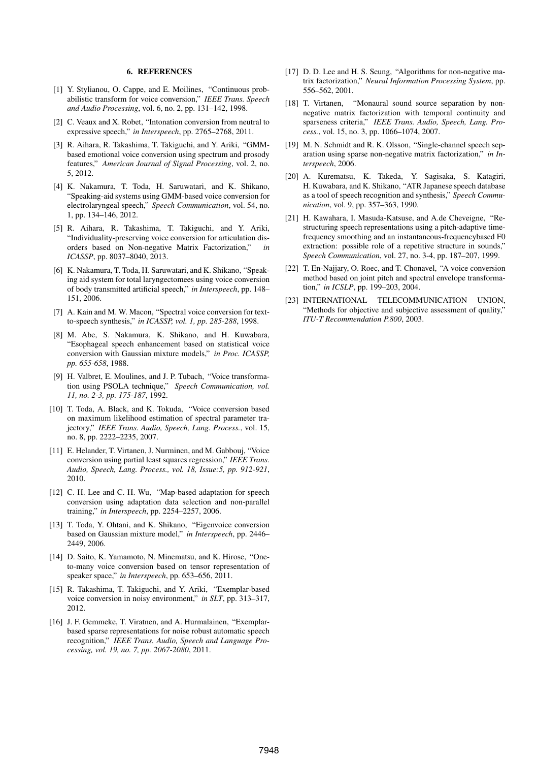## 6. REFERENCES

[1] Y. Stylianou, O. Cappe, and E. Moilines, "Continuous probabilistic transform for voice conversion," *IEEE Trans. Speech and Audio Processing*, vol. 6, no. 2, pp. 131–142, 1998.

[2] C. Veaux and X. Robet, "Intonation conversion from neutral to expressive speech," *in Interspeech*, pp. 2765–2768, 2011.

[3] R. Aihara, R. Takashima, T. Takiguchi, and Y. Ariki, "GMM-based emotional voice conversion using spectrum and prosody features," *American Journal of Signal Processing*, vol. 2, no. 5, 2012.

[4] K. Nakamura, T. Toda, H. Saruwatari, and K. Shikano, "Speaking-aid systems using GMM-based voice conversion for electrolaryngeal speech," *Speech Communication*, vol. 54, no. 1, pp. 134–146, 2012.

[5] R. Aihara, R. Takashima, T. Takiguchi, and Y. Ariki, "Individuality-preserving voice conversion for articulation disorders based on Non-negative Matrix Factorization," *in ICASSP*, pp. 8037–8040, 2013.

[6] K. Nakamura, T. Toda, H. Saruwatari, and K. Shikano, "Speaking aid system for total laryngectomees using voice conversion of body transmitted artificial speech," *in Interspeech*, pp. 148–151, 2006.

[7] A. Kain and M. W. Macon, "Spectral voice conversion for text-to-speech synthesis," *in ICASSP, vol. 1, pp. 285-288*, 1998.

[8] M. Abe, S. Nakamura, K. Shikano, and H. Kuwabara, "Esophageal speech enhancement based on statistical voice conversion with Gaussian mixture models," *in Proc. ICASSP, pp. 655-658*, 1988.

[9] H. Valbret, E. Moulines, and J. P. Tubach, "Voice transformation using PSOLA technique," *Speech Communication, vol. 11, no. 2-3, pp. 175-187*, 1992.

[10] T. Toda, A. Black, and K. Tokuda, "Voice conversion based on maximum likelihood estimation of spectral parameter trajectory," *IEEE Trans. Audio, Speech, Lang. Process.*, vol. 15, no. 8, pp. 2222–2235, 2007.

[11] E. Helander, T. Virtanen, J. Nurminen, and M. Gabbouj, "Voice conversion using partial least squares regression," *IEEE Trans. Audio, Speech, Lang. Process., vol. 18, Issue:5, pp. 912-921*, 2010.

[12] C. H. Lee and C. H. Wu, "Map-based adaptation for speech conversion using adaptation data selection and non-parallel training," *in Interspeech*, pp. 2254–2257, 2006.

[13] T. Toda, Y. Ohtani, and K. Shikano, "Eigenvoice conversion based on Gaussian mixture model," *in Interspeech*, pp. 2446–2449, 2006.

[14] D. Saito, K. Yamamoto, N. Minematsu, and K. Hirose, "One-to-many voice conversion based on tensor representation of speaker space," *in Interspeech*, pp. 653–656, 2011.

[15] R. Takashima, T. Takiguchi, and Y. Ariki, "Exemplar-based voice conversion in noisy environment," *in SLT*, pp. 313–317, 2012.

[16] J. F. Gemmeke, T. Viratnen, and A. Hurmalainen, "Exemplar-based sparse representations for noise robust automatic speech recognition," *IEEE Trans. Audio, Speech and Language Processing, vol. 19, no. 7, pp. 2067-2080*, 2011.

[17] D. D. Lee and H. S. Seung, "Algorithms for non-negative matrix factorization," *Neural Information Processing System*, pp. 556–562, 2001.

[18] T. Virtanen, "Monaural sound source separation by non-negative matrix factorization with temporal continuity and sparseness criteria," *IEEE Trans. Audio, Speech, Lang. Process.*, vol. 15, no. 3, pp. 1066–1074, 2007.

[19] M. N. Schmidt and R. K. Olsson, "Single-channel speech separation using sparse non-negative matrix factorization," *in Interspeech*, 2006.

[20] A. Kurematsu, K. Takeda, Y. Sagisaka, S. Katagiri, H. Kuwabara, and K. Shikano, "ATR Japanese speech database as a tool of speech recognition and synthesis," *Speech Communication*, vol. 9, pp. 357–363, 1990.

[21] H. Kawahara, I. Masuda-Katsuse, and A.de Cheveigne, "Restructuring speech representations using a pitch-adaptive time-frequency smoothing and an instantaneous-frequencybased F0 extraction: possible role of a repetitive structure in sounds," *Speech Communication*, vol. 27, no. 3-4, pp. 187–207, 1999.

[22] T. En-Najjary, O. Roec, and T. Chonavel, "A voice conversion method based on joint pitch and spectral envelope transformation," *in ICSLP*, pp. 199–203, 2004.

[23] INTERNATIONAL TELECOMMUNICATION UNION, "Methods for objective and subjective assessment of quality," *ITU-T Recommendation P.800*, 2003.